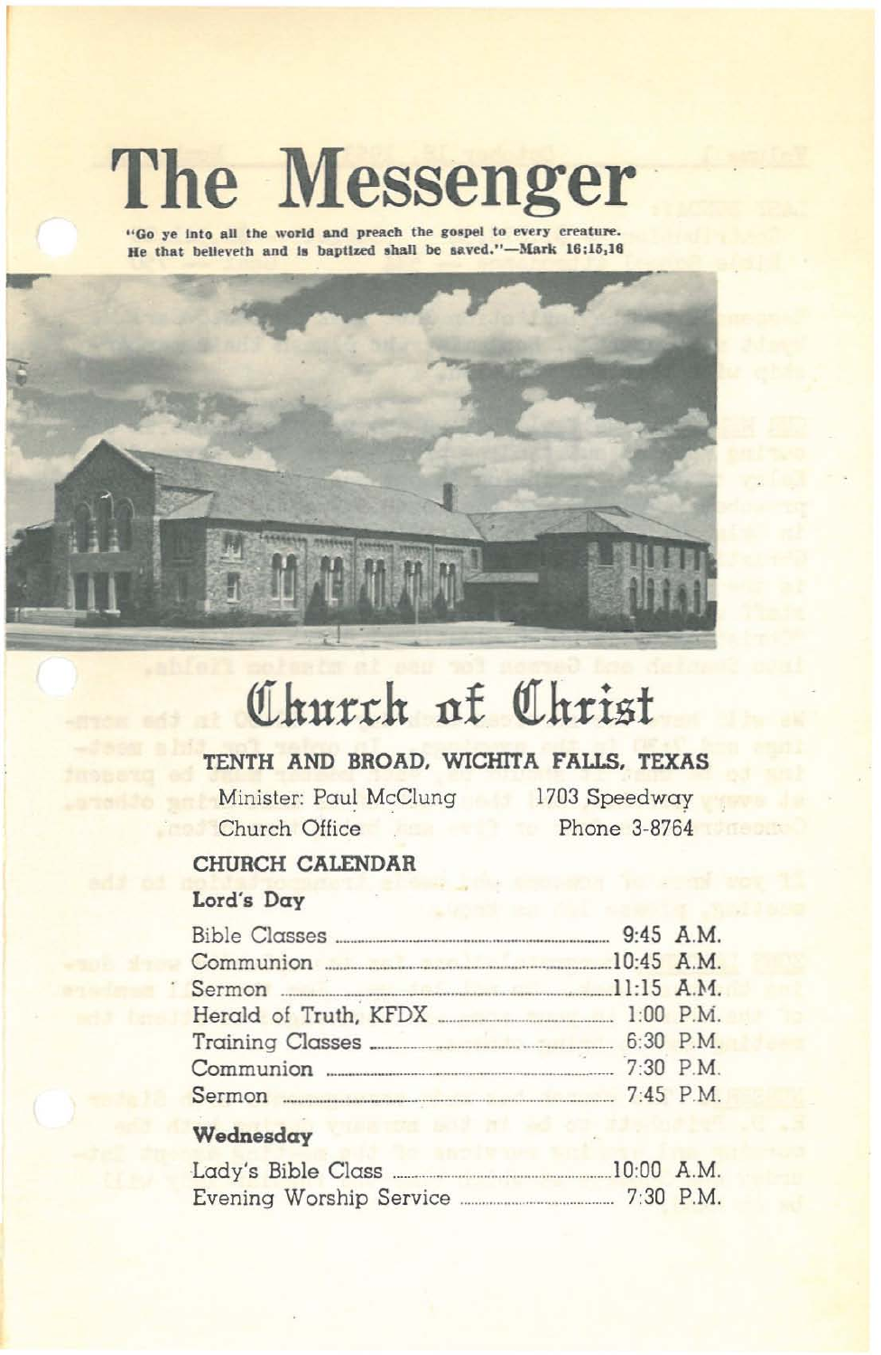# The Messenger

**"Go ye into all the world and preach the gospel to every creature. He that believeth and is baptized shall be saved."—Mark 16:15,16**

## Church of Christ

**TENTH AND BROAD, WICHITA FALLS, TEXAS**

Minister: Paul McClung — 1703 Speedway

Church Office — Phone 3-8764

### CHURCH CALENDAR

**Lord's Day**

| | |
|---|---|
| Bible Classes | 9:45 A.M. |
| Communion | 10:45 A.M. |
| Sermon | 11:15 A.M. |
| Herald of Truth, KFDX | 1:00 P.M. |
| Training Classes | 6:30 P.M. |
| Communion | 7:30 P.M. |
| Sermon | 7:45 P.M. |

**Wednesday**

| | |
|---|---|
| Lady's Bible Class | 10:00 A.M. |
| Evening Worship Service | 7:30 P.M. |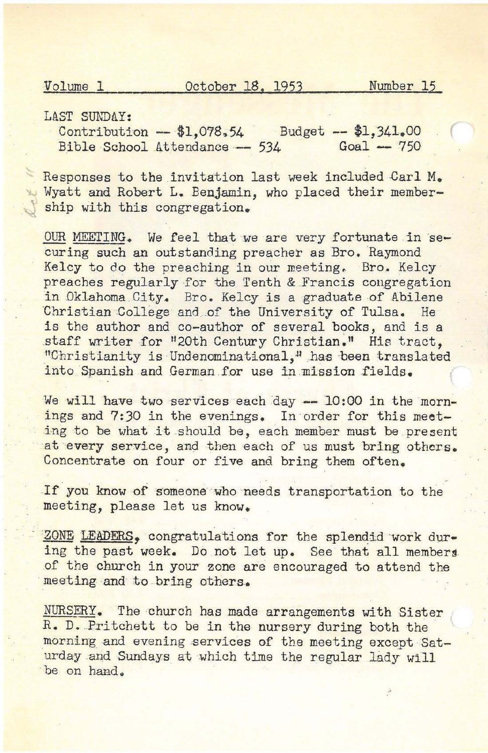Volume 1 October 18, 1953 Number 15

LAST SUNDAY:

| | |
|---|---|
| Contribution -- $1,078.54 | Budget -- $1,341.00 |
| Bible School Attendance -- 534 | Goal -- 750 |

Responses to the invitation last week included Carl M. Wyatt and Robert L. Benjamin, who placed their membership with this congregation.

OUR MEETING. We feel that we are very fortunate in securing such an outstanding preacher as Bro. Raymond Kelcy to do the preaching in our meeting. Bro. Kelcy preaches regularly for the Tenth & Francis congregation in Oklahoma City. Bro. Kelcy is a graduate of Abilene Christian College and of the University of Tulsa. He is the author and co-author of several books, and is a staff writer for "20th Century Christian." His tract, "Christianity is Undenominational," has been translated into Spanish and German for use in mission fields.

We will have two services each day -- 10:00 in the mornings and 7:30 in the evenings. In order for this meeting to be what it should be, each member must be present at every service, and then each of us must bring others. Concentrate on four or five and bring them often.

If you know of someone who needs transportation to the meeting, please let us know.

ZONE LEADERS, congratulations for the splendid work during the past week. Do not let up. See that all members of the church in your zone are encouraged to attend the meeting and to bring others.

NURSERY. The church has made arrangements with Sister R. D. Pritchett to be in the nursery during both the morning and evening services of the meeting except Saturday and Sundays at which time the regular lady will be on hand.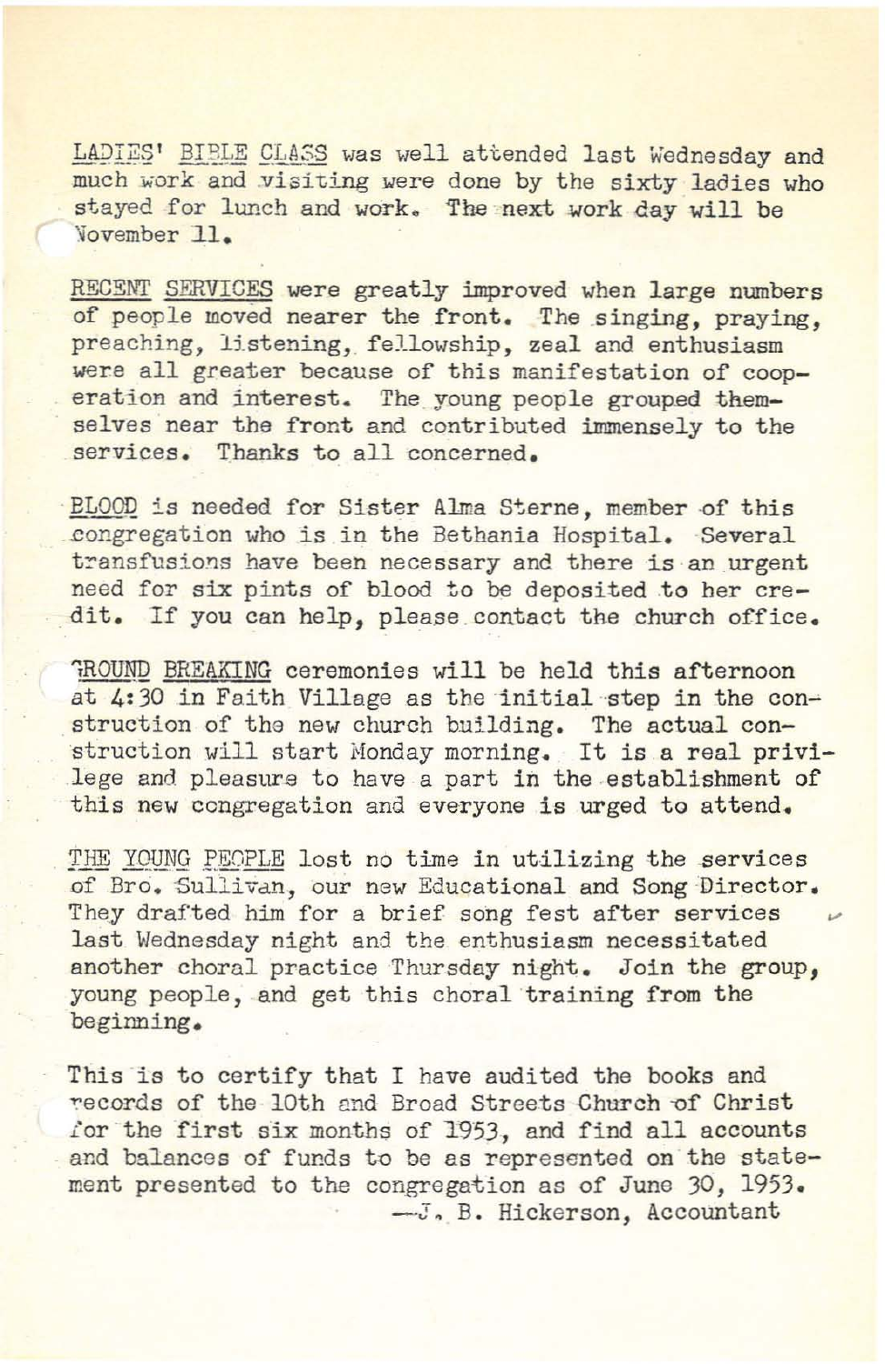LADIES' BIBLE CLASS was well attended last Wednesday and much work and visiting were done by the sixty ladies who stayed for lunch and work. The next work day will be November 11.

RECENT SERVICES were greatly improved when large numbers of people moved nearer the front. The singing, praying, preaching, listening, fellowship, zeal and enthusiasm were all greater because of this manifestation of cooperation and interest. The young people grouped themselves near the front and contributed immensely to the services. Thanks to all concerned.

BLOOD is needed for Sister Alma Sterne, member of this congregation who is in the Bethania Hospital. Several transfusions have been necessary and there is an urgent need for six pints of blood to be deposited to her credit. If you can help, please contact the church office.

GROUND BREAKING ceremonies will be held this afternoon at 4:30 in Faith Village as the initial step in the construction of the new church building. The actual construction will start Monday morning. It is a real privilege and pleasure to have a part in the establishment of this new congregation and everyone is urged to attend.

THE YOUNG PEOPLE lost no time in utilizing the services of Bro. Sullivan, our new Educational and Song Director. They drafted him for a brief song fest after services last Wednesday night and the enthusiasm necessitated another choral practice Thursday night. Join the group, young people, and get this choral training from the beginning.

This is to certify that I have audited the books and records of the 10th and Broad Streets Church of Christ for the first six months of 1953, and find all accounts and balances of funds to be as represented on the statement presented to the congregation as of June 30, 1953.

—J. B. Hickerson, Accountant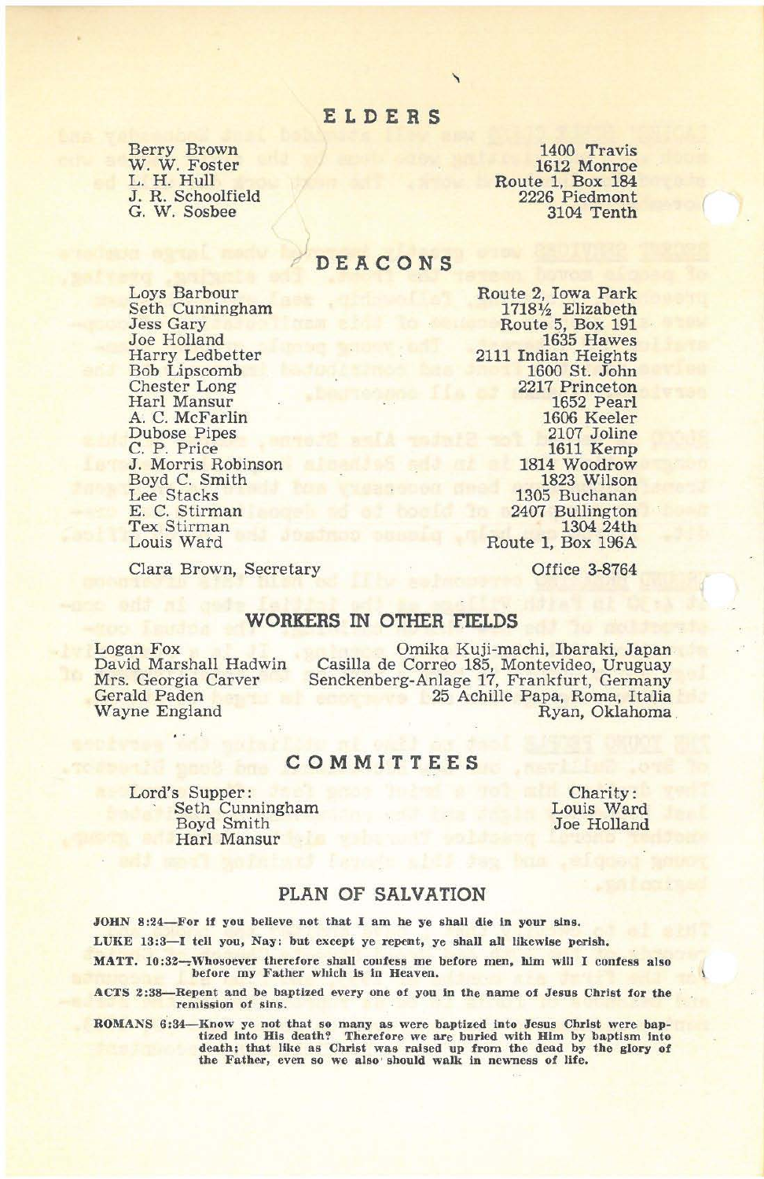## ELDERS

| | |
|---|---|
| Berry Brown | 1400 Travis |
| W. W. Foster | 1612 Monroe |
| L. H. Hull | Route 1, Box 184 |
| J. R. Schoolfield | 2226 Piedmont |
| G. W. Sosbee | 3104 Tenth |

## DEACONS

| | |
|---|---|
| Loys Barbour | Route 2, Iowa Park |
| Seth Cunningham | 1718½ Elizabeth |
| Jess Gary | Route 5, Box 191 |
| Joe Holland | 1635 Hawes |
| Harry Ledbetter | 2111 Indian Heights |
| Bob Lipscomb | 1600 St. John |
| Chester Long | 2217 Princeton |
| Harl Mansur | 1652 Pearl |
| A. C. McFarlin | 1606 Keeler |
| Dubose Pipes | 2107 Joline |
| C. P. Price | 1611 Kemp |
| J. Morris Robinson | 1814 Woodrow |
| Boyd C. Smith | 1823 Wilson |
| Lee Stacks | 1305 Buchanan |
| E. C. Stirman | 2407 Bullington |
| Tex Stirman | 1304 24th |
| Louis Ward | Route 1, Box 196A |
| Clara Brown, Secretary | Office 3-8764 |

## WORKERS IN OTHER FIELDS

| | |
|---|---|
| Logan Fox | Omika Kuji-machi, Ibaraki, Japan |
| David Marshall Hadwin | Casilla de Correo 185, Montevideo, Uruguay |
| Mrs. Georgia Carver | Senckenberg-Anlage 17, Frankfurt, Germany |
| Gerald Paden | 25 Achille Papa, Roma, Italia |
| Wayne England | Ryan, Oklahoma |

## COMMITTEES

Lord's Supper:
Seth Cunningham
Boyd Smith
Harl Mansur

Charity:
Louis Ward
Joe Holland

## PLAN OF SALVATION

**JOHN 8:24**—For if you believe not that I am he ye shall die in your sins.

**LUKE 13:3**—I tell you, Nay: but except ye repent, ye shall all likewise perish.

**MATT. 10:32**—Whosoever therefore shall confess me before men, him will I confess also before my Father which is in Heaven.

**ACTS 2:38**—Repent and be baptized every one of you in the name of Jesus Christ for the remission of sins.

**ROMANS 6:34**—Know ye not that so many as were baptized into Jesus Christ were baptized into His death? Therefore we are buried with Him by baptism into death; that like as Christ was raised up from the dead by the glory of the Father, even so we also should walk in newness of life.